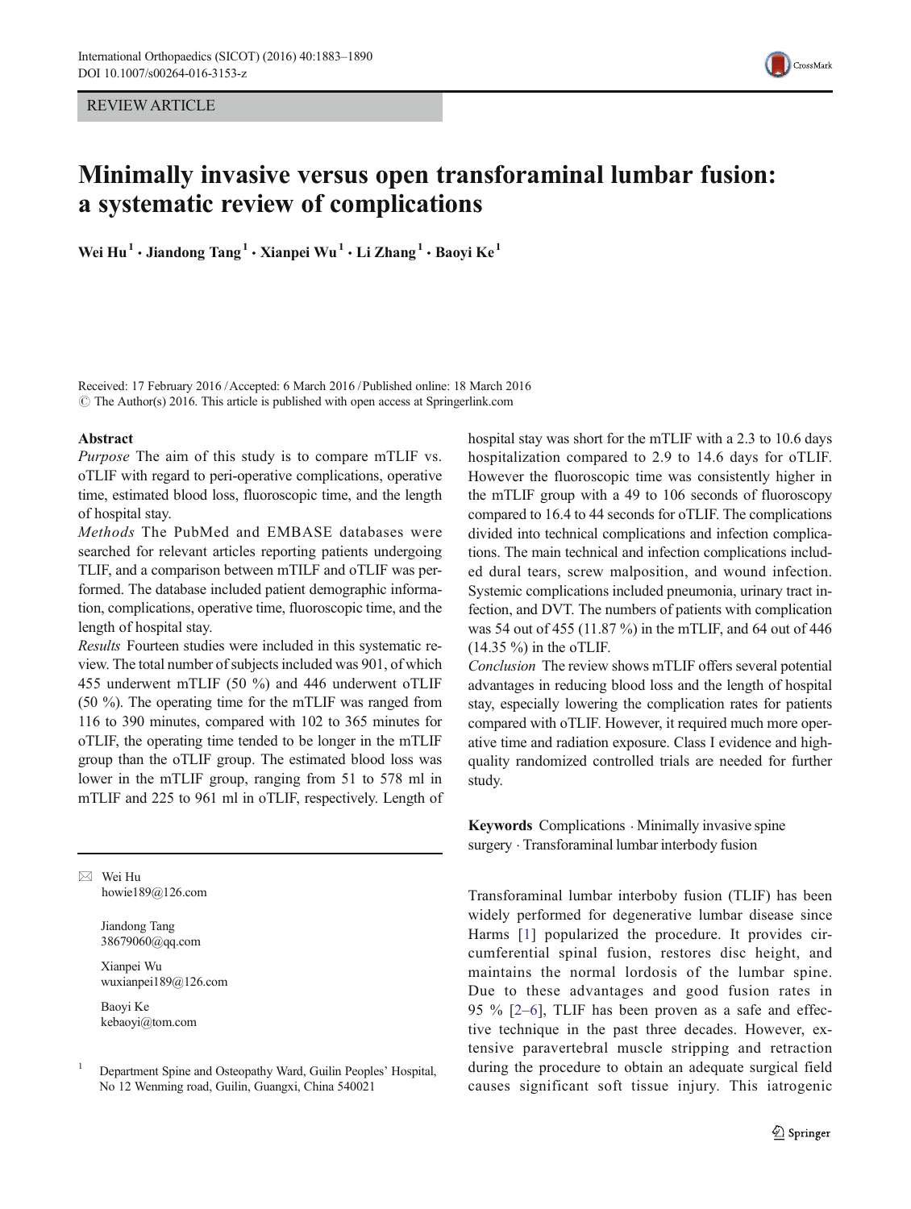REVIEW ARTICLE

# Minimally invasive versus open transforaminal lumbar fusion: a systematic review of complications

**Wei Hu[1] · Jiandong Tang[1] · Xianpei Wu[1] · Li Zhang[1] · Baoyi Ke[1]**

Received: 17 February 2016 / Accepted: 6 March 2016 / Published online: 18 March 2016
© The Author(s) 2016. This article is published with open access at Springerlink.com

## Abstract

*Purpose* The aim of this study is to compare mTLIF vs. oTLIF with regard to peri-operative complications, operative time, estimated blood loss, fluoroscopic time, and the length of hospital stay.

*Methods* The PubMed and EMBASE databases were searched for relevant articles reporting patients undergoing TLIF, and a comparison between mTILF and oTLIF was performed. The database included patient demographic information, complications, operative time, fluoroscopic time, and the length of hospital stay.

*Results* Fourteen studies were included in this systematic review. The total number of subjects included was 901, of which 455 underwent mTLIF (50 %) and 446 underwent oTLIF (50 %). The operating time for the mTLIF was ranged from 116 to 390 minutes, compared with 102 to 365 minutes for oTLIF, the operating time tended to be longer in the mTLIF group than the oTLIF group. The estimated blood loss was lower in the mTLIF group, ranging from 51 to 578 ml in mTLIF and 225 to 961 ml in oTLIF, respectively. Length of hospital stay was short for the mTLIF with a 2.3 to 10.6 days hospitalization compared to 2.9 to 14.6 days for oTLIF. However the fluoroscopic time was consistently higher in the mTLIF group with a 49 to 106 seconds of fluoroscopy compared to 16.4 to 44 seconds for oTLIF. The complications divided into technical complications and infection complications. The main technical and infection complications included dural tears, screw malposition, and wound infection. Systemic complications included pneumonia, urinary tract infection, and DVT. The numbers of patients with complication was 54 out of 455 (11.87 %) in the mTLIF, and 64 out of 446 (14.35 %) in the oTLIF.

*Conclusion* The review shows mTLIF offers several potential advantages in reducing blood loss and the length of hospital stay, especially lowering the complication rates for patients compared with oTLIF. However, it required much more operative time and radiation exposure. Class I evidence and high-quality randomized controlled trials are needed for further study.

**Keywords** Complications · Minimally invasive spine surgery · Transforaminal lumbar interbody fusion

✉ Wei Hu
howie189@126.com

Jiandong Tang
38679060@qq.com

Xianpei Wu
wuxianpei189@126.com

Baoyi Ke
kebaoyi@tom.com

[1] Department Spine and Osteopathy Ward, Guilin Peoples' Hospital, No 12 Wenming road, Guilin, Guangxi, China 540021

Transforaminal lumbar interboby fusion (TLIF) has been widely performed for degenerative lumbar disease since Harms [1] popularized the procedure. It provides circumferential spinal fusion, restores disc height, and maintains the normal lordosis of the lumbar spine. Due to these advantages and good fusion rates in 95 % [2–6], TLIF has been proven as a safe and effective technique in the past three decades. However, extensive paravertebral muscle stripping and retraction during the procedure to obtain an adequate surgical field causes significant soft tissue injury. This iatrogenic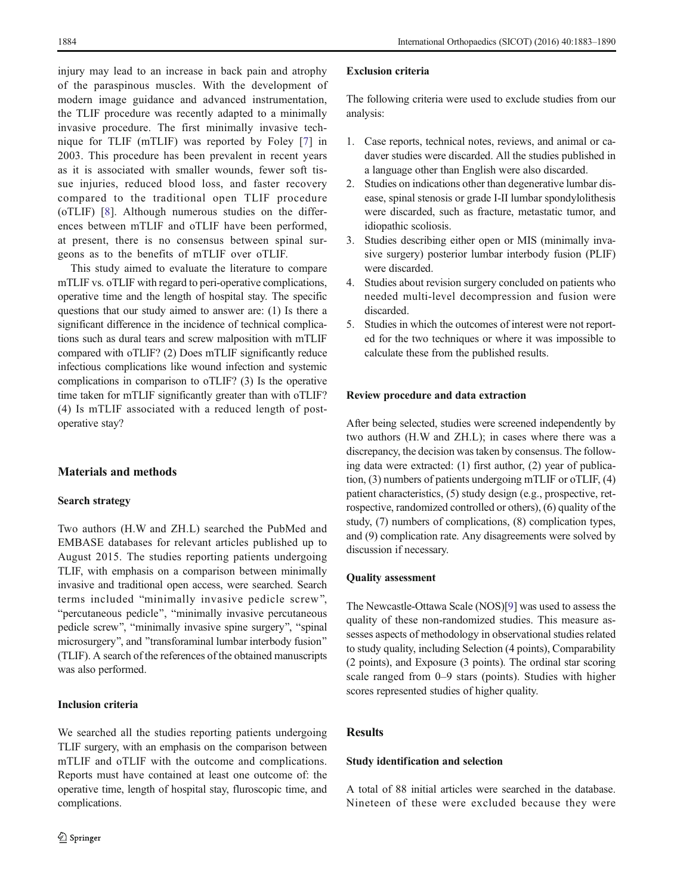injury may lead to an increase in back pain and atrophy of the paraspinous muscles. With the development of modern image guidance and advanced instrumentation, the TLIF procedure was recently adapted to a minimally invasive procedure. The first minimally invasive technique for TLIF (mTLIF) was reported by Foley [7] in 2003. This procedure has been prevalent in recent years as it is associated with smaller wounds, fewer soft tissue injuries, reduced blood loss, and faster recovery compared to the traditional open TLIF procedure (oTLIF) [8]. Although numerous studies on the differences between mTLIF and oTLIF have been performed, at present, there is no consensus between spinal surgeons as to the benefits of mTLIF over oTLIF.

This study aimed to evaluate the literature to compare mTLIF vs. oTLIF with regard to peri-operative complications, operative time and the length of hospital stay. The specific questions that our study aimed to answer are: (1) Is there a significant difference in the incidence of technical complications such as dural tears and screw malposition with mTLIF compared with oTLIF? (2) Does mTLIF significantly reduce infectious complications like wound infection and systemic complications in comparison to oTLIF? (3) Is the operative time taken for mTLIF significantly greater than with oTLIF? (4) Is mTLIF associated with a reduced length of post-operative stay?

## Materials and methods

### Search strategy

Two authors (H.W and ZH.L) searched the PubMed and EMBASE databases for relevant articles published up to August 2015. The studies reporting patients undergoing TLIF, with emphasis on a comparison between minimally invasive and traditional open access, were searched. Search terms included "minimally invasive pedicle screw", "percutaneous pedicle", "minimally invasive percutaneous pedicle screw", "minimally invasive spine surgery", "spinal microsurgery", and "transforaminal lumbar interbody fusion" (TLIF). A search of the references of the obtained manuscripts was also performed.

### Inclusion criteria

We searched all the studies reporting patients undergoing TLIF surgery, with an emphasis on the comparison between mTLIF and oTLIF with the outcome and complications. Reports must have contained at least one outcome of: the operative time, length of hospital stay, fluroscopic time, and complications.

### Exclusion criteria

The following criteria were used to exclude studies from our analysis:

1. Case reports, technical notes, reviews, and animal or cadaver studies were discarded. All the studies published in a language other than English were also discarded.
2. Studies on indications other than degenerative lumbar disease, spinal stenosis or grade I-II lumbar spondylolithesis were discarded, such as fracture, metastatic tumor, and idiopathic scoliosis.
3. Studies describing either open or MIS (minimally invasive surgery) posterior lumbar interbody fusion (PLIF) were discarded.
4. Studies about revision surgery concluded on patients who needed multi-level decompression and fusion were discarded.
5. Studies in which the outcomes of interest were not reported for the two techniques or where it was impossible to calculate these from the published results.

### Review procedure and data extraction

After being selected, studies were screened independently by two authors (H.W and ZH.L); in cases where there was a discrepancy, the decision was taken by consensus. The following data were extracted: (1) first author, (2) year of publication, (3) numbers of patients undergoing mTLIF or oTLIF, (4) patient characteristics, (5) study design (e.g., prospective, retrospective, randomized controlled or others), (6) quality of the study, (7) numbers of complications, (8) complication types, and (9) complication rate. Any disagreements were solved by discussion if necessary.

### Quality assessment

The Newcastle-Ottawa Scale (NOS)[9] was used to assess the quality of these non-randomized studies. This measure assesses aspects of methodology in observational studies related to study quality, including Selection (4 points), Comparability (2 points), and Exposure (3 points). The ordinal star scoring scale ranged from 0–9 stars (points). Studies with higher scores represented studies of higher quality.

## Results

### Study identification and selection

A total of 88 initial articles were searched in the database. Nineteen of these were excluded because they were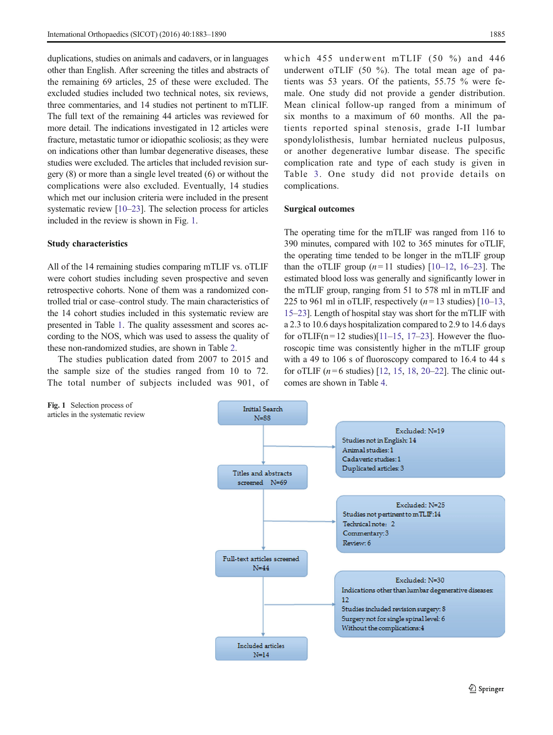duplications, studies on animals and cadavers, or in languages other than English. After screening the titles and abstracts of the remaining 69 articles, 25 of these were excluded. The excluded studies included two technical notes, six reviews, three commentaries, and 14 studies not pertinent to mTLIF. The full text of the remaining 44 articles was reviewed for more detail. The indications investigated in 12 articles were fracture, metastatic tumor or idiopathic scoliosis; as they were on indications other than lumbar degenerative diseases, these studies were excluded. The articles that included revision surgery (8) or more than a single level treated (6) or without the complications were also excluded. Eventually, 14 studies which met our inclusion criteria were included in the present systematic review [10–23]. The selection process for articles included in the review is shown in Fig. 1.

### Study characteristics

All of the 14 remaining studies comparing mTLIF vs. oTLIF were cohort studies including seven prospective and seven retrospective cohorts. None of them was a randomized controlled trial or case–control study. The main characteristics of the 14 cohort studies included in this systematic review are presented in Table 1. The quality assessment and scores according to the NOS, which was used to assess the quality of these non-randomized studies, are shown in Table 2.

The studies publication dated from 2007 to 2015 and the sample size of the studies ranged from 10 to 72. The total number of subjects included was 901, of which 455 underwent mTLIF (50 %) and 446 underwent oTLIF (50 %). The total mean age of patients was 53 years. Of the patients, 55.75 % were female. One study did not provide a gender distribution. Mean clinical follow-up ranged from a minimum of six months to a maximum of 60 months. All the patients reported spinal stenosis, grade I-II lumbar spondylolisthesis, lumbar herniated nucleus pulposus, or another degenerative lumbar disease. The specific complication rate and type of each study is given in Table 3. One study did not provide details on complications.

### Surgical outcomes

The operating time for the mTLIF was ranged from 116 to 390 minutes, compared with 102 to 365 minutes for oTLIF, the operating time tended to be longer in the mTLIF group than the oTLIF group ($n = 11$ studies) [10–12, 16–23]. The estimated blood loss was generally and significantly lower in the mTLIF group, ranging from 51 to 578 ml in mTLIF and 225 to 961 ml in oTLIF, respectively ($n = 13$ studies) [10–13, 15–23]. Length of hospital stay was short for the mTLIF with a 2.3 to 10.6 days hospitalization compared to 2.9 to 14.6 days for oTLIF(n = 12 studies)[11–15, 17–23]. However the fluoroscopic time was consistently higher in the mTLIF group with a 49 to 106 s of fluoroscopy compared to 16.4 to 44 s for oTLIF ($n = 6$ studies) [12, 15, 18, 20–22]. The clinic outcomes are shown in Table 4.

Initial Search
N=88

Excluded: N=19
Studies not in English: 14
Animal studies: 1
Cadaveric studies: 1
Duplicated articles: 3

Titles and abstracts screened N=69

Excluded: N=25
Studies not pertinent to mTLIF: 14
Technical note: 2
Commentary: 3
Review: 6

Full-text articles screened
N=44

Excluded: N=30
Indications other than lumbar degenerative diseases: 12
Studies included revision surgery: 8
Surgery not for single spinal level: 6
Without the complications: 4

Included articles
N=14

Fig. 1 Selection process of articles in the systematic review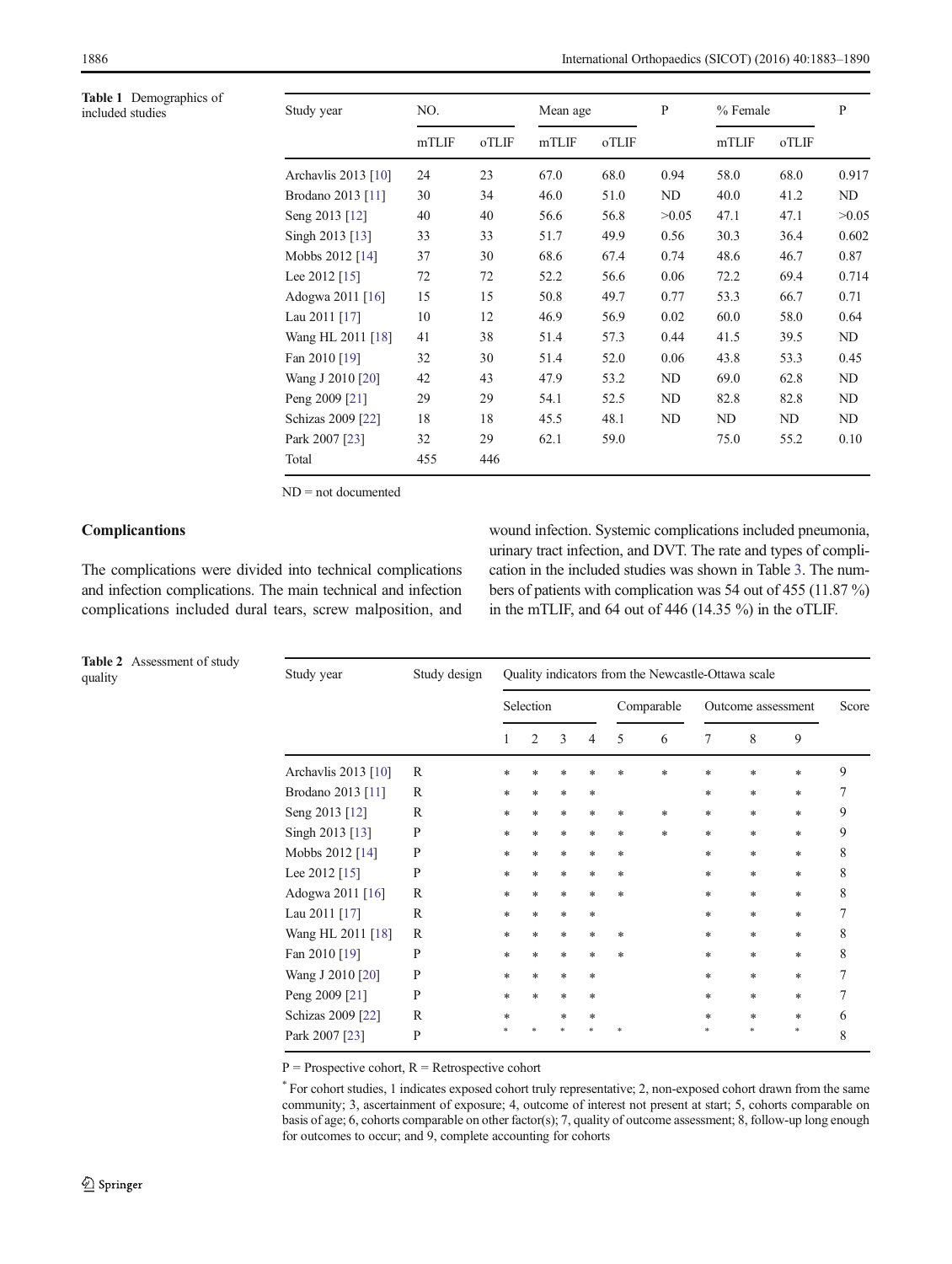**Table 1** Demographics of included studies

| Study year | NO. | | Mean age | | P | % Female | | P |
|---|---|---|---|---|---|---|---|---|
| | mTLIF | oTLIF | mTLIF | oTLIF | | mTLIF | oTLIF | |
| Archavlis 2013 [10] | 24 | 23 | 67.0 | 68.0 | 0.94 | 58.0 | 68.0 | 0.917 |
| Brodano 2013 [11] | 30 | 34 | 46.0 | 51.0 | ND | 40.0 | 41.2 | ND |
| Seng 2013 [12] | 40 | 40 | 56.6 | 56.8 | >0.05 | 47.1 | 47.1 | >0.05 |
| Singh 2013 [13] | 33 | 33 | 51.7 | 49.9 | 0.56 | 30.3 | 36.4 | 0.602 |
| Mobbs 2012 [14] | 37 | 30 | 68.6 | 67.4 | 0.74 | 48.6 | 46.7 | 0.87 |
| Lee 2012 [15] | 72 | 72 | 52.2 | 56.6 | 0.06 | 72.2 | 69.4 | 0.714 |
| Adogwa 2011 [16] | 15 | 15 | 50.8 | 49.7 | 0.77 | 53.3 | 66.7 | 0.71 |
| Lau 2011 [17] | 10 | 12 | 46.9 | 56.9 | 0.02 | 60.0 | 58.0 | 0.64 |
| Wang HL 2011 [18] | 41 | 38 | 51.4 | 57.3 | 0.44 | 41.5 | 39.5 | ND |
| Fan 2010 [19] | 32 | 30 | 51.4 | 52.0 | 0.06 | 43.8 | 53.3 | 0.45 |
| Wang J 2010 [20] | 42 | 43 | 47.9 | 53.2 | ND | 69.0 | 62.8 | ND |
| Peng 2009 [21] | 29 | 29 | 54.1 | 52.5 | ND | 82.8 | 82.8 | ND |
| Schizas 2009 [22] | 18 | 18 | 45.5 | 48.1 | ND | ND | ND | ND |
| Park 2007 [23] | 32 | 29 | 62.1 | 59.0 | | 75.0 | 55.2 | 0.10 |
| Total | 455 | 446 | | | | | | |

ND = not documented

## Complications

The complications were divided into technical complications and infection complications. The main technical and infection complications included dural tears, screw malposition, and wound infection. Systemic complications included pneumonia, urinary tract infection, and DVT. The rate and types of complication in the included studies was shown in Table 3. The numbers of patients with complication was 54 out of 455 (11.87 %) in the mTLIF, and 64 out of 446 (14.35 %) in the oTLIF.

**Table 2** Assessment of study quality

| Study year | Study design | Quality indicators from the Newcastle-Ottawa scale | | | | | | | | | |
|---|---|---|---|---|---|---|---|---|---|---|---|
| | | Selection | | | | Comparable | | Outcome assessment | | | Score |
| | | 1 | 2 | 3 | 4 | 5 | 6 | 7 | 8 | 9 | |
| Archavlis 2013 [10] | R | * | * | * | * | * | * | * | * | * | 9 |
| Brodano 2013 [11] | R | * | * | * | * | | | * | * | * | 7 |
| Seng 2013 [12] | R | * | * | * | * | * | * | * | * | * | 9 |
| Singh 2013 [13] | P | * | * | * | * | * | * | * | * | * | 9 |
| Mobbs 2012 [14] | P | * | * | * | * | * | | * | * | * | 8 |
| Lee 2012 [15] | P | * | * | * | * | * | | * | * | * | 8 |
| Adogwa 2011 [16] | R | * | * | * | * | * | | * | * | * | 8 |
| Lau 2011 [17] | R | * | * | * | * | | | * | * | * | 7 |
| Wang HL 2011 [18] | R | * | * | * | * | * | | * | * | * | 8 |
| Fan 2010 [19] | P | * | * | * | * | * | | * | * | * | 8 |
| Wang J 2010 [20] | P | * | * | * | * | | | * | * | * | 7 |
| Peng 2009 [21] | P | * | * | * | * | | | * | * | * | 7 |
| Schizas 2009 [22] | R | * | | * | * | | | * | * | * | 6 |
| Park 2007 [23] | P | * | * | * | * | * | | * | * | * | 8 |

P = Prospective cohort, R = Retrospective cohort

[*] For cohort studies, 1 indicates exposed cohort truly representative; 2, non-exposed cohort drawn from the same community; 3, ascertainment of exposure; 4, outcome of interest not present at start; 5, cohorts comparable on basis of age; 6, cohorts comparable on other factor(s); 7, quality of outcome assessment; 8, follow-up long enough for outcomes to occur; and 9, complete accounting for cohorts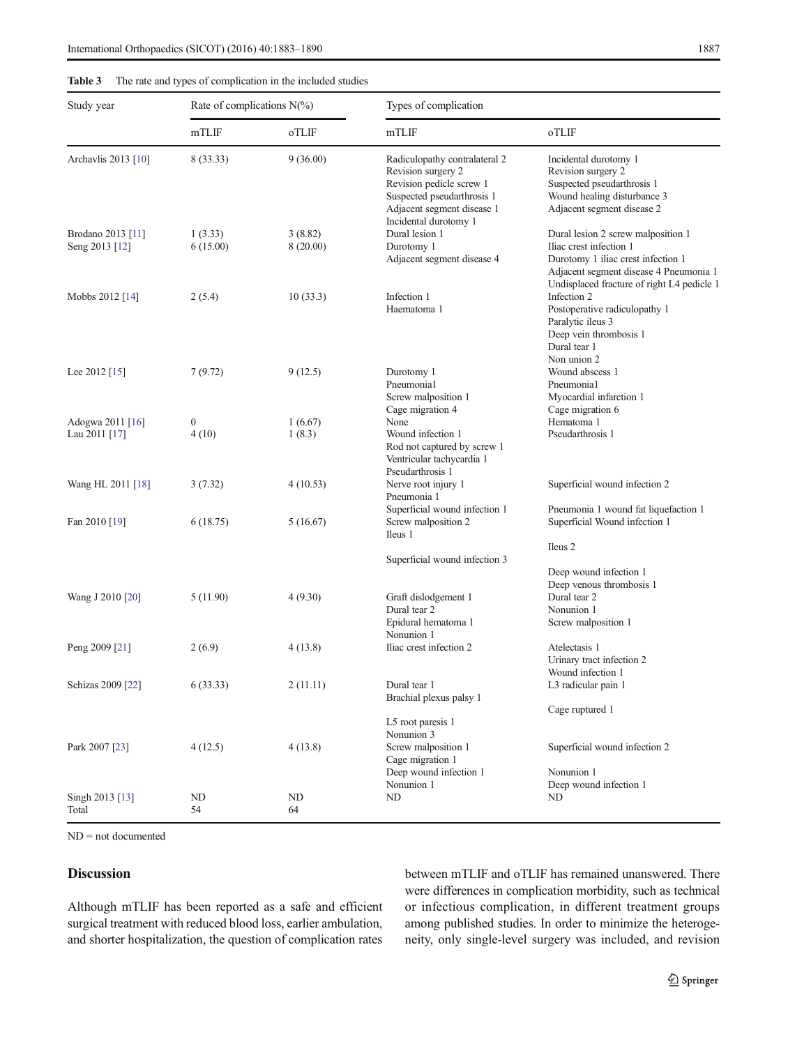**Table 3** The rate and types of complication in the included studies

| Study year | Rate of complications N(%) | | Types of complication | |
|---|---|---|---|---|
| | mTLIF | oTLIF | mTLIF | oTLIF |
| Archavlis 2013 [10] | 8 (33.33) | 9 (36.00) | Radiculopathy contralateral 2<br>Revision surgery 2<br>Revision pedicle screw 1<br>Suspected pseudarthrosis 1<br>Adjacent segment disease 1<br>Incidental durotomy 1 | Incidental durotomy 1<br>Revision surgery 2<br>Suspected pseudarthrosis 1<br>Wound healing disturbance 3<br>Adjacent segment disease 2 |
| Brodano 2013 [11] | 1 (3.33) | 3 (8.82) | Dural lesion 1 | Dural lesion 2 screw malposition 1 |
| Seng 2013 [12] | 6 (15.00) | 8 (20.00) | Durotomy 1<br>Adjacent segment disease 4 | Iliac crest infection 1<br>Durotomy 1 iliac crest infection 1<br>Adjacent segment disease 4 Pneumonia 1<br>Undisplaced fracture of right L4 pedicle 1 |
| Mobbs 2012 [14] | 2 (5.4) | 10 (33.3) | Infection 1<br>Haematoma 1 | Infection 2<br>Postoperative radiculopathy 1<br>Paralytic ileus 3<br>Deep vein thrombosis 1<br>Dural tear 1<br>Non union 2 |
| Lee 2012 [15] | 7 (9.72) | 9 (12.5) | Durotomy 1<br>Pneumonia1<br>Screw malposition 1<br>Cage migration 4 | Wound abscess 1<br>Pneumonia1<br>Myocardial infarction 1<br>Cage migration 6 |
| Adogwa 2011 [16] | 0 | 1 (6.67) | None | Hematoma 1 |
| Lau 2011 [17] | 4 (10) | 1 (8.3) | Wound infection 1<br>Rod not captured by screw 1<br>Ventricular tachycardia 1<br>Pseudarthrosis 1 | Pseudarthrosis 1 |
| Wang HL 2011 [18] | 3 (7.32) | 4 (10.53) | Nerve root injury 1<br>Pneumonia 1<br>Superficial wound infection 1 | Superficial wound infection 2<br>Pneumonia 1 wound fat liquefaction 1 |
| Fan 2010 [19] | 6 (18.75) | 5 (16.67) | Screw malposition 2<br>Ileus 1<br>Superficial wound infection 3 | Superficial Wound infection 1<br>Ileus 2<br>Deep wound infection 1<br>Deep venous thrombosis 1 |
| Wang J 2010 [20] | 5 (11.90) | 4 (9.30) | Graft dislodgement 1<br>Dural tear 2<br>Epidural hematoma 1<br>Nonunion 1 | Dural tear 2<br>Nonunion 1<br>Screw malposition 1 |
| Peng 2009 [21] | 2 (6.9) | 4 (13.8) | Iliac crest infection 2 | Atelectasis 1<br>Urinary tract infection 2<br>Wound infection 1 |
| Schizas 2009 [22] | 6 (33.33) | 2 (11.11) | Dural tear 1<br>Brachial plexus palsy 1<br>L5 root paresis 1<br>Nonunion 3 | L3 radicular pain 1<br>Cage ruptured 1 |
| Park 2007 [23] | 4 (12.5) | 4 (13.8) | Screw malposition 1<br>Cage migration 1<br>Deep wound infection 1<br>Nonunion 1 | Superficial wound infection 2<br>Nonunion 1<br>Deep wound infection 1 |
| Singh 2013 [13] | ND | ND | ND | ND |
| Total | 54 | 64 | | |

ND = not documented

## Discussion

Although mTLIF has been reported as a safe and efficient surgical treatment with reduced blood loss, earlier ambulation, and shorter hospitalization, the question of complication rates between mTLIF and oTLIF has remained unanswered. There were differences in complication morbidity, such as technical or infectious complication, in different treatment groups among published studies. In order to minimize the heterogeneity, only single-level surgery was included, and revision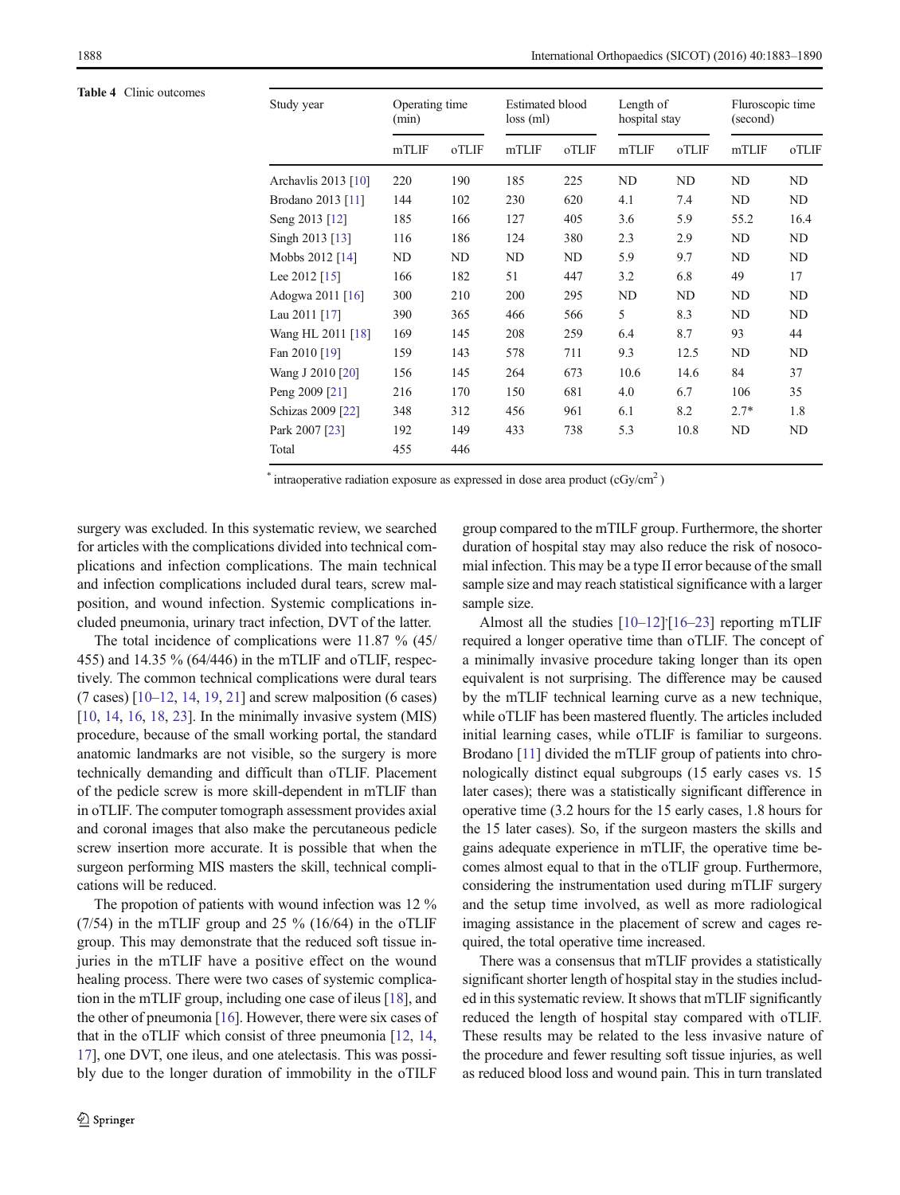**Table 4** Clinic outcomes

| Study year | Operating time (min) | | Estimated blood loss (ml) | | Length of hospital stay | | Fluroscopic time (second) | |
|---|---|---|---|---|---|---|---|---|
| | mTLIF | oTLIF | mTLIF | oTLIF | mTLIF | oTLIF | mTLIF | oTLIF |
| Archavlis 2013 [10] | 220 | 190 | 185 | 225 | ND | ND | ND | ND |
| Brodano 2013 [11] | 144 | 102 | 230 | 620 | 4.1 | 7.4 | ND | ND |
| Seng 2013 [12] | 185 | 166 | 127 | 405 | 3.6 | 5.9 | 55.2 | 16.4 |
| Singh 2013 [13] | 116 | 186 | 124 | 380 | 2.3 | 2.9 | ND | ND |
| Mobbs 2012 [14] | ND | ND | ND | ND | 5.9 | 9.7 | ND | ND |
| Lee 2012 [15] | 166 | 182 | 51 | 447 | 3.2 | 6.8 | 49 | 17 |
| Adogwa 2011 [16] | 300 | 210 | 200 | 295 | ND | ND | ND | ND |
| Lau 2011 [17] | 390 | 365 | 466 | 566 | 5 | 8.3 | ND | ND |
| Wang HL 2011 [18] | 169 | 145 | 208 | 259 | 6.4 | 8.7 | 93 | 44 |
| Fan 2010 [19] | 159 | 143 | 578 | 711 | 9.3 | 12.5 | ND | ND |
| Wang J 2010 [20] | 156 | 145 | 264 | 673 | 10.6 | 14.6 | 84 | 37 |
| Peng 2009 [21] | 216 | 170 | 150 | 681 | 4.0 | 6.7 | 106 | 35 |
| Schizas 2009 [22] | 348 | 312 | 456 | 961 | 6.1 | 8.2 | 2.7* | 1.8 |
| Park 2007 [23] | 192 | 149 | 433 | 738 | 5.3 | 10.8 | ND | ND |
| Total | 455 | 446 | | | | | | |

* intraoperative radiation exposure as expressed in dose area product (cGy/cm$^2$)

surgery was excluded. In this systematic review, we searched for articles with the complications divided into technical complications and infection complications. The main technical and infection complications included dural tears, screw malposition, and wound infection. Systemic complications included pneumonia, urinary tract infection, DVT of the latter.

The total incidence of complications were 11.87 % (45/455) and 14.35 % (64/446) in the mTLIF and oTLIF, respectively. The common technical complications were dural tears (7 cases) [10–12, 14, 19, 21] and screw malposition (6 cases) [10, 14, 16, 18, 23]. In the minimally invasive system (MIS) procedure, because of the small working portal, the standard anatomic landmarks are not visible, so the surgery is more technically demanding and difficult than oTLIF. Placement of the pedicle screw is more skill-dependent in mTLIF than in oTLIF. The computer tomograph assessment provides axial and coronal images that also make the percutaneous pedicle screw insertion more accurate. It is possible that when the surgeon performing MIS masters the skill, technical complications will be reduced.

The propotion of patients with wound infection was 12 % (7/54) in the mTLIF group and 25 % (16/64) in the oTLIF group. This may demonstrate that the reduced soft tissue injuries in the mTLIF have a positive effect on the wound healing process. There were two cases of systemic complication in the mTLIF group, including one case of ileus [18], and the other of pneumonia [16]. However, there were six cases of that in the oTLIF which consist of three pneumonia [12, 14, 17], one DVT, one ileus, and one atelectasis. This was possibly due to the longer duration of immobility in the oTLIF group compared to the mTLIF group. Furthermore, the shorter duration of hospital stay may also reduce the risk of nosocomial infection. This may be a type II error because of the small sample size and may reach statistical significance with a larger sample size.

Almost all the studies [10–12]·[16–23] reporting mTLIF required a longer operative time than oTLIF. The concept of a minimally invasive procedure taking longer than its open equivalent is not surprising. The difference may be caused by the mTLIF technical learning curve as a new technique, while oTLIF has been mastered fluently. The articles included initial learning cases, while oTLIF is familiar to surgeons. Brodano [11] divided the mTLIF group of patients into chronologically distinct equal subgroups (15 early cases vs. 15 later cases); there was a statistically significant difference in operative time (3.2 hours for the 15 early cases, 1.8 hours for the 15 later cases). So, if the surgeon masters the skills and gains adequate experience in mTLIF, the operative time becomes almost equal to that in the oTLIF group. Furthermore, considering the instrumentation used during mTLIF surgery and the setup time involved, as well as more radiological imaging assistance in the placement of screw and cages required, the total operative time increased.

There was a consensus that mTLIF provides a statistically significant shorter length of hospital stay in the studies included in this systematic review. It shows that mTLIF significantly reduced the length of hospital stay compared with oTLIF. These results may be related to the less invasive nature of the procedure and fewer resulting soft tissue injuries, as well as reduced blood loss and wound pain. This in turn translated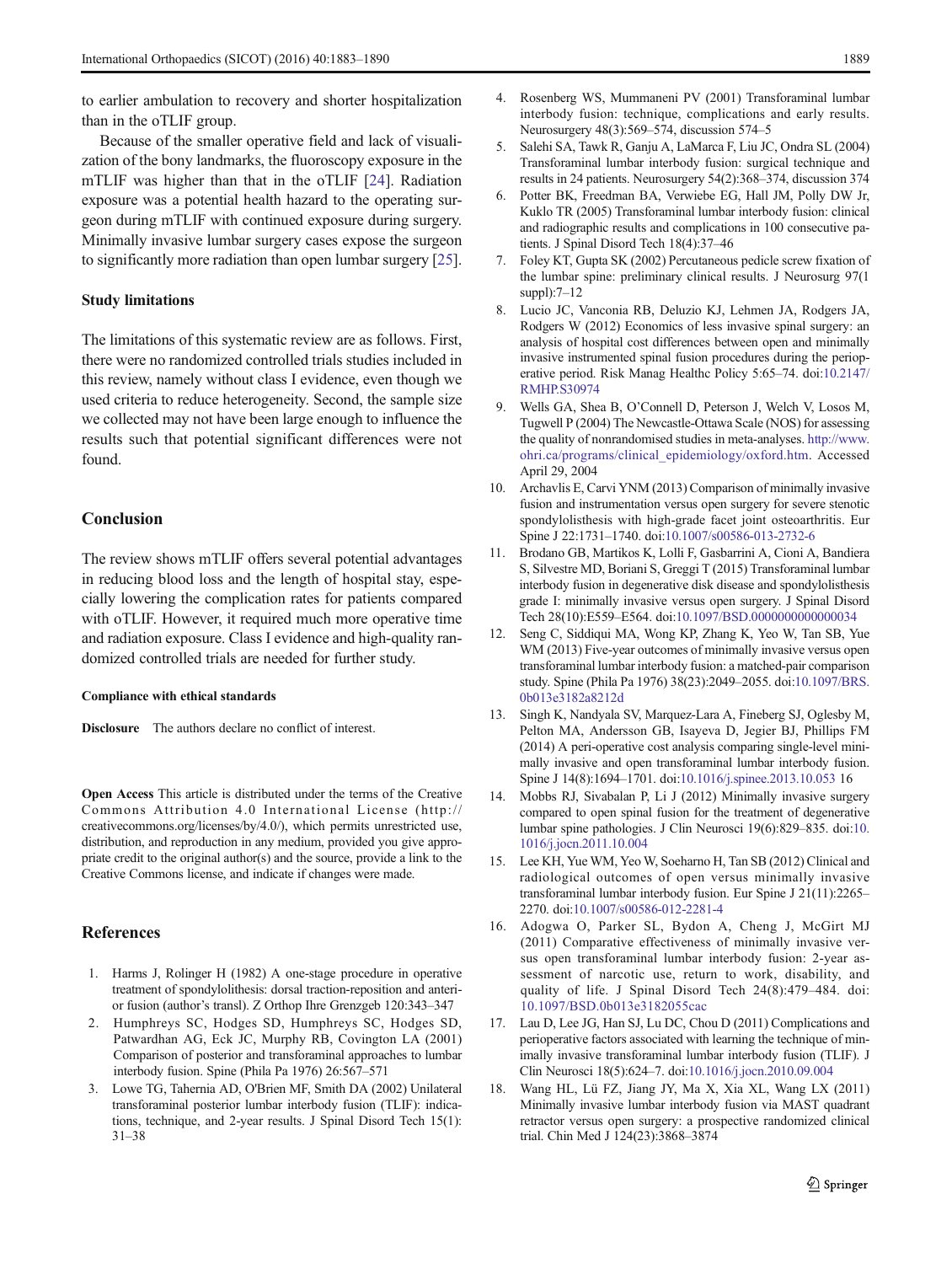to earlier ambulation to recovery and shorter hospitalization than in the oTLIF group.

Because of the smaller operative field and lack of visualization of the bony landmarks, the fluoroscopy exposure in the mTLIF was higher than that in the oTLIF [24]. Radiation exposure was a potential health hazard to the operating surgeon during mTLIF with continued exposure during surgery. Minimally invasive lumbar surgery cases expose the surgeon to significantly more radiation than open lumbar surgery [25].

### Study limitations

The limitations of this systematic review are as follows. First, there were no randomized controlled trials studies included in this review, namely without class I evidence, even though we used criteria to reduce heterogeneity. Second, the sample size we collected may not have been large enough to influence the results such that potential significant differences were not found.

## Conclusion

The review shows mTLIF offers several potential advantages in reducing blood loss and the length of hospital stay, especially lowering the complication rates for patients compared with oTLIF. However, it required much more operative time and radiation exposure. Class I evidence and high-quality randomized controlled trials are needed for further study.

**Compliance with ethical standards**

**Disclosure** The authors declare no conflict of interest.

**Open Access** This article is distributed under the terms of the Creative Commons Attribution 4.0 International License (http://creativecommons.org/licenses/by/4.0/), which permits unrestricted use, distribution, and reproduction in any medium, provided you give appropriate credit to the original author(s) and the source, provide a link to the Creative Commons license, and indicate if changes were made.

## References

1. Harms J, Rolinger H (1982) A one-stage procedure in operative treatment of spondylolithesis: dorsal traction-reposition and anterior fusion (author's transl). Z Orthop Ihre Grenzgeb 120:343–347
2. Humphreys SC, Hodges SD, Humphreys SC, Hodges SD, Patwardhan AG, Eck JC, Murphy RB, Covington LA (2001) Comparison of posterior and transforaminal approaches to lumbar interbody fusion. Spine (Phila Pa 1976) 26:567–571
3. Lowe TG, Tahernia AD, O'Brien MF, Smith DA (2002) Unilateral transforaminal posterior lumbar interbody fusion (TLIF): indications, technique, and 2-year results. J Spinal Disord Tech 15(1): 31–38
4. Rosenberg WS, Mummaneni PV (2001) Transforaminal lumbar interbody fusion: technique, complications and early results. Neurosurgery 48(3):569–574, discussion 574–5
5. Salehi SA, Tawk R, Ganju A, LaMarca F, Liu JC, Ondra SL (2004) Transforaminal lumbar interbody fusion: surgical technique and results in 24 patients. Neurosurgery 54(2):368–374, discussion 374
6. Potter BK, Freedman BA, Verwiebe EG, Hall JM, Polly DW Jr, Kuklo TR (2005) Transforaminal lumbar interbody fusion: clinical and radiographic results and complications in 100 consecutive patients. J Spinal Disord Tech 18(4):37–46
7. Foley KT, Gupta SK (2002) Percutaneous pedicle screw fixation of the lumbar spine: preliminary clinical results. J Neurosurg 97(1 suppl):7–12
8. Lucio JC, Vanconia RB, Deluzio KJ, Lehmen JA, Rodgers JA, Rodgers W (2012) Economics of less invasive spinal surgery: an analysis of hospital cost differences between open and minimally invasive instrumented spinal fusion procedures during the perioperative period. Risk Manag Healthc Policy 5:65–74. doi:10.2147/RMHP.S30974
9. Wells GA, Shea B, O'Connell D, Peterson J, Welch V, Losos M, Tugwell P (2004) The Newcastle-Ottawa Scale (NOS) for assessing the quality of nonrandomised studies in meta-analyses. http://www.ohri.ca/programs/clinical_epidemiology/oxford.htm. Accessed April 29, 2004
10. Archavlis E, Carvi YNM (2013) Comparison of minimally invasive fusion and instrumentation versus open surgery for severe stenotic spondylolisthesis with high-grade facet joint osteoarthritis. Eur Spine J 22:1731–1740. doi:10.1007/s00586-013-2732-6
11. Brodano GB, Martikos K, Lolli F, Gasbarrini A, Cioni A, Bandiera S, Silvestre MD, Boriani S, Greggi T (2015) Transforaminal lumbar interbody fusion in degenerative disk disease and spondylolisthesis grade I: minimally invasive versus open surgery. J Spinal Disord Tech 28(10):E559–E564. doi:10.1097/BSD.0000000000000034
12. Seng C, Siddiqui MA, Wong KP, Zhang K, Yeo W, Tan SB, Yue WM (2013) Five-year outcomes of minimally invasive versus open transforaminal lumbar interbody fusion: a matched-pair comparison study. Spine (Phila Pa 1976) 38(23):2049–2055. doi:10.1097/BRS.0b013e3182a8212d
13. Singh K, Nandyala SV, Marquez-Lara A, Fineberg SJ, Oglesby M, Pelton MA, Andersson GB, Isayeva D, Jegier BJ, Phillips FM (2014) A peri-operative cost analysis comparing single-level minimally invasive and open transforaminal lumbar interbody fusion. Spine J 14(8):1694–1701. doi:10.1016/j.spinee.2013.10.053 16
14. Mobbs RJ, Sivabalan P, Li J (2012) Minimally invasive surgery compared to open spinal fusion for the treatment of degenerative lumbar spine pathologies. J Clin Neurosci 19(6):829–835. doi:10.1016/j.jocn.2011.10.004
15. Lee KH, Yue WM, Yeo W, Soeharno H, Tan SB (2012) Clinical and radiological outcomes of open versus minimally invasive transforaminal lumbar interbody fusion. Eur Spine J 21(11):2265–2270. doi:10.1007/s00586-012-2281-4
16. Adogwa O, Parker SL, Bydon A, Cheng J, McGirt MJ (2011) Comparative effectiveness of minimally invasive versus open transforaminal lumbar interbody fusion: 2-year assessment of narcotic use, return to work, disability, and quality of life. J Spinal Disord Tech 24(8):479–484. doi:10.1097/BSD.0b013e3182055cac
17. Lau D, Lee JG, Han SJ, Lu DC, Chou D (2011) Complications and perioperative factors associated with learning the technique of minimally invasive transforaminal lumbar interbody fusion (TLIF). J Clin Neurosci 18(5):624–7. doi:10.1016/j.jocn.2010.09.004
18. Wang HL, Lü FZ, Jiang JY, Ma X, Xia XL, Wang LX (2011) Minimally invasive lumbar interbody fusion via MAST quadrant retractor versus open surgery: a prospective randomized clinical trial. Chin Med J 124(23):3868–3874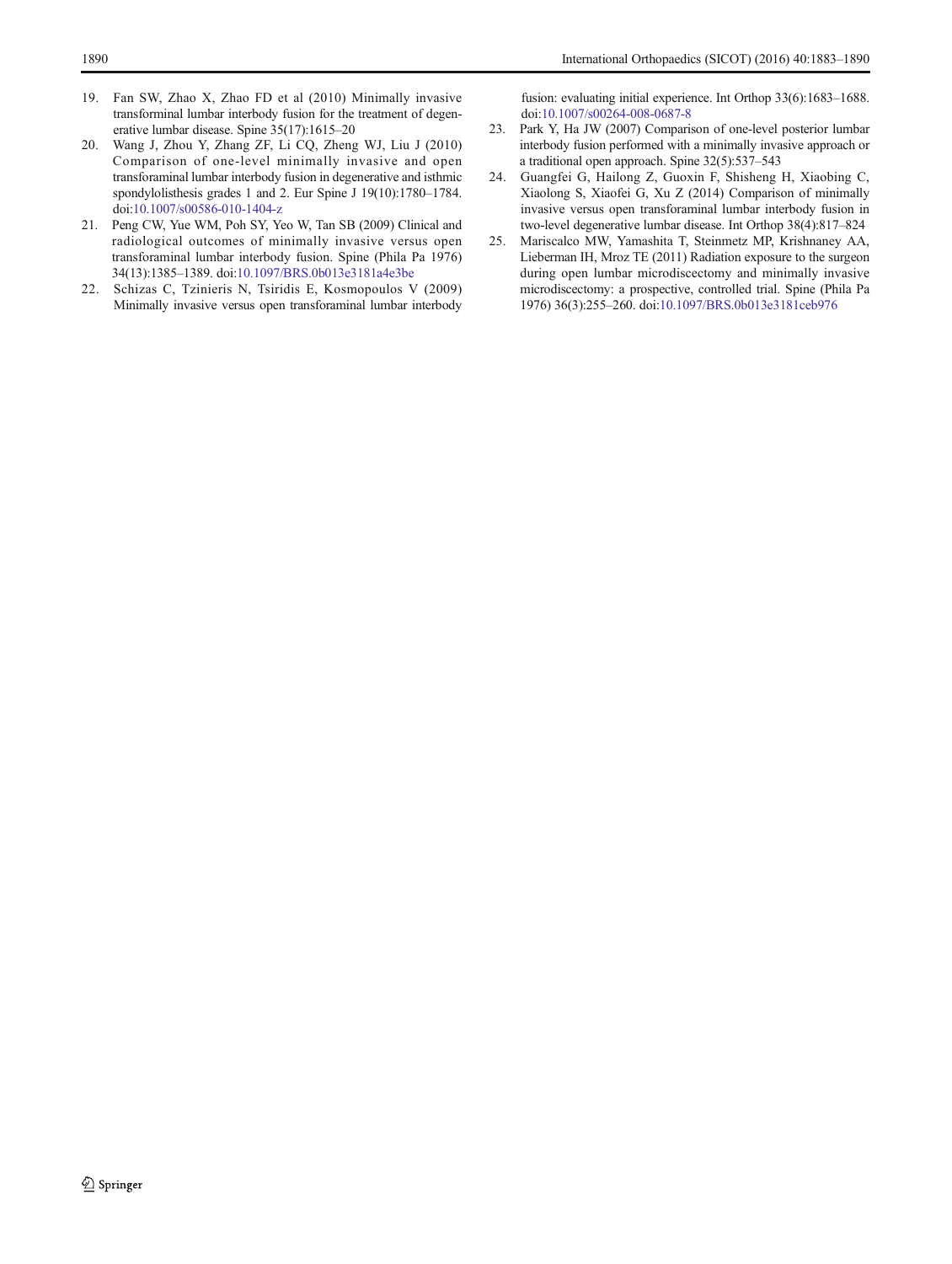19. Fan SW, Zhao X, Zhao FD et al (2010) Minimally invasive transforminal lumbar interbody fusion for the treatment of degenerative lumbar disease. Spine 35(17):1615–20
20. Wang J, Zhou Y, Zhang ZF, Li CQ, Zheng WJ, Liu J (2010) Comparison of one-level minimally invasive and open transforaminal lumbar interbody fusion in degenerative and isthmic spondylolisthesis grades 1 and 2. Eur Spine J 19(10):1780–1784. doi:10.1007/s00586-010-1404-z
21. Peng CW, Yue WM, Poh SY, Yeo W, Tan SB (2009) Clinical and radiological outcomes of minimally invasive versus open transforaminal lumbar interbody fusion. Spine (Phila Pa 1976) 34(13):1385–1389. doi:10.1097/BRS.0b013e3181a4e3be
22. Schizas C, Tzinieris N, Tsiridis E, Kosmopoulos V (2009) Minimally invasive versus open transforaminal lumbar interbody fusion: evaluating initial experience. Int Orthop 33(6):1683–1688. doi:10.1007/s00264-008-0687-8
23. Park Y, Ha JW (2007) Comparison of one-level posterior lumbar interbody fusion performed with a minimally invasive approach or a traditional open approach. Spine 32(5):537–543
24. Guangfei G, Hailong Z, Guoxin F, Shisheng H, Xiaobing C, Xiaolong S, Xiaofei G, Xu Z (2014) Comparison of minimally invasive versus open transforaminal lumbar interbody fusion in two-level degenerative lumbar disease. Int Orthop 38(4):817–824
25. Mariscalco MW, Yamashita T, Steinmetz MP, Krishnaney AA, Lieberman IH, Mroz TE (2011) Radiation exposure to the surgeon during open lumbar microdiscectomy and minimally invasive microdiscectomy: a prospective, controlled trial. Spine (Phila Pa 1976) 36(3):255–260. doi:10.1097/BRS.0b013e3181ceb976